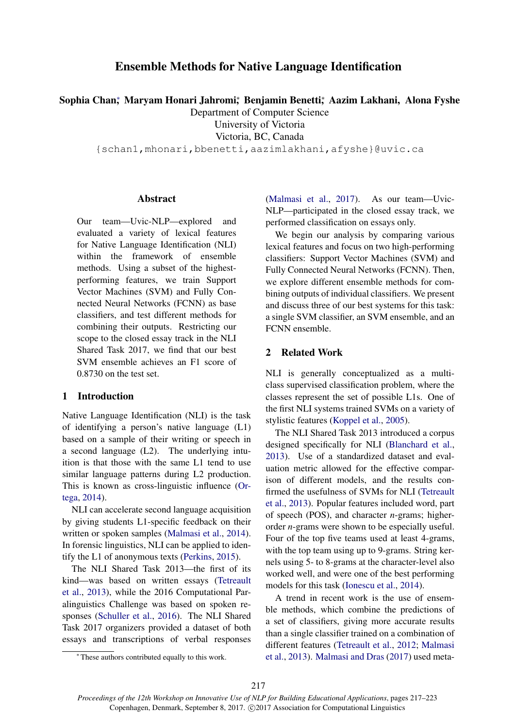# Ensemble Methods for Native Language Identification

**Sophia Chan\*, Maryam Honari Jahromi\*, Benjamin Benetti\*, Aazim Lakhani, Alona Fyshe**
Department of Computer Science
University of Victoria
Victoria, BC, Canada
{schan1,mhonari,bbenetti,aazimlakhani,afyshe}@uvic.ca

## Abstract

Our team—Uvic-NLP—explored and evaluated a variety of lexical features for Native Language Identification (NLI) within the framework of ensemble methods. Using a subset of the highest-performing features, we train Support Vector Machines (SVM) and Fully Connected Neural Networks (FCNN) as base classifiers, and test different methods for combining their outputs. Restricting our scope to the closed essay track in the NLI Shared Task 2017, we find that our best SVM ensemble achieves an F1 score of 0.8730 on the test set.

## 1 Introduction

Native Language Identification (NLI) is the task of identifying a person's native language (L1) based on a sample of their writing or speech in a second language (L2). The underlying intuition is that those with the same L1 tend to use similar language patterns during L2 production. This is known as cross-linguistic influence (Ortega, 2014).

NLI can accelerate second language acquisition by giving students L1-specific feedback on their written or spoken samples (Malmasi et al., 2014). In forensic linguistics, NLI can be applied to identify the L1 of anonymous texts (Perkins, 2015).

The NLI Shared Task 2013—the first of its kind—was based on written essays (Tetreault et al., 2013), while the 2016 Computational Paralinguistics Challenge was based on spoken responses (Schuller et al., 2016). The NLI Shared Task 2017 organizers provided a dataset of both essays and transcriptions of verbal responses (Malmasi et al., 2017). As our team—Uvic-NLP—participated in the closed essay track, we performed classification on essays only.

We begin our analysis by comparing various lexical features and focus on two high-performing classifiers: Support Vector Machines (SVM) and Fully Connected Neural Networks (FCNN). Then, we explore different ensemble methods for combining outputs of individual classifiers. We present and discuss three of our best systems for this task: a single SVM classifier, an SVM ensemble, and an FCNN ensemble.

## 2 Related Work

NLI is generally conceptualized as a multi-class supervised classification problem, where the classes represent the set of possible L1s. One of the first NLI systems trained SVMs on a variety of stylistic features (Koppel et al., 2005).

The NLI Shared Task 2013 introduced a corpus designed specifically for NLI (Blanchard et al., 2013). Use of a standardized dataset and evaluation metric allowed for the effective comparison of different models, and the results confirmed the usefulness of SVMs for NLI (Tetreault et al., 2013). Popular features included word, part of speech (POS), and character *n*-grams; higher-order *n*-grams were shown to be especially useful. Four of the top five teams used at least 4-grams, with the top team using up to 9-grams. String kernels using 5- to 8-grams at the character-level also worked well, and were one of the best performing models for this task (Ionescu et al., 2014).

A trend in recent work is the use of ensemble methods, which combine the predictions of a set of classifiers, giving more accurate results than a single classifier trained on a combination of different features (Tetreault et al., 2012; Malmasi et al., 2013). Malmasi and Dras (2017) used meta-

\*These authors contributed equally to this work.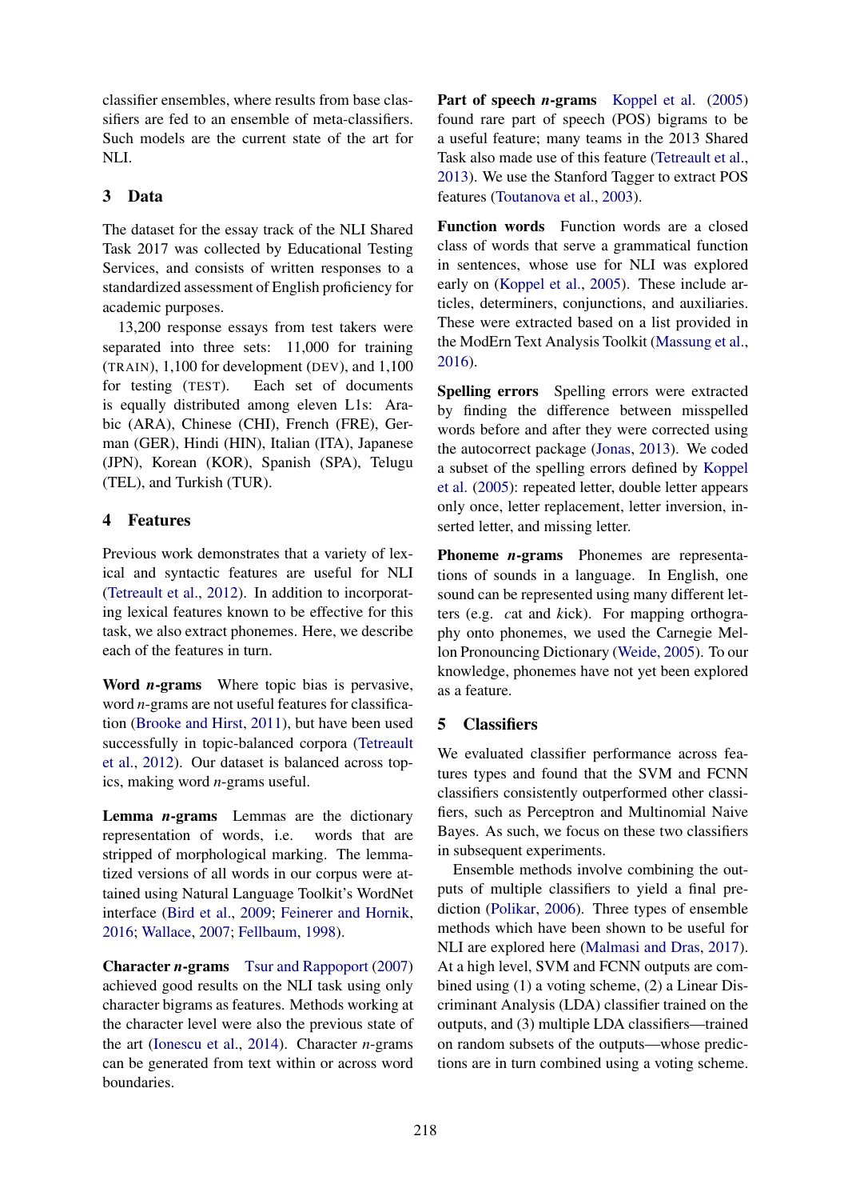classifier ensembles, where results from base classifiers are fed to an ensemble of meta-classifiers. Such models are the current state of the art for NLI.

## 3 Data

The dataset for the essay track of the NLI Shared Task 2017 was collected by Educational Testing Services, and consists of written responses to a standardized assessment of English proficiency for academic purposes.

13,200 response essays from test takers were separated into three sets: 11,000 for training (TRAIN), 1,100 for development (DEV), and 1,100 for testing (TEST). Each set of documents is equally distributed among eleven L1s: Arabic (ARA), Chinese (CHI), French (FRE), German (GER), Hindi (HIN), Italian (ITA), Japanese (JPN), Korean (KOR), Spanish (SPA), Telugu (TEL), and Turkish (TUR).

## 4 Features

Previous work demonstrates that a variety of lexical and syntactic features are useful for NLI (Tetreault et al., 2012). In addition to incorporating lexical features known to be effective for this task, we also extract phonemes. Here, we describe each of the features in turn.

**Word *n*-grams** Where topic bias is pervasive, word *n*-grams are not useful features for classification (Brooke and Hirst, 2011), but have been used successfully in topic-balanced corpora (Tetreault et al., 2012). Our dataset is balanced across topics, making word *n*-grams useful.

**Lemma *n*-grams** Lemmas are the dictionary representation of words, i.e. words that are stripped of morphological marking. The lemmatized versions of all words in our corpus were attained using Natural Language Toolkit's WordNet interface (Bird et al., 2009; Feinerer and Hornik, 2016; Wallace, 2007; Fellbaum, 1998).

**Character *n*-grams** Tsur and Rappoport (2007) achieved good results on the NLI task using only character bigrams as features. Methods working at the character level were also the previous state of the art (Ionescu et al., 2014). Character *n*-grams can be generated from text within or across word boundaries.

**Part of speech *n*-grams** Koppel et al. (2005) found rare part of speech (POS) bigrams to be a useful feature; many teams in the 2013 Shared Task also made use of this feature (Tetreault et al., 2013). We use the Stanford Tagger to extract POS features (Toutanova et al., 2003).

**Function words** Function words are a closed class of words that serve a grammatical function in sentences, whose use for NLI was explored early on (Koppel et al., 2005). These include articles, determiners, conjunctions, and auxiliaries. These were extracted based on a list provided in the ModErn Text Analysis Toolkit (Massung et al., 2016).

**Spelling errors** Spelling errors were extracted by finding the difference between misspelled words before and after they were corrected using the autocorrect package (Jonas, 2013). We coded a subset of the spelling errors defined by Koppel et al. (2005): repeated letter, double letter appears only once, letter replacement, letter inversion, inserted letter, and missing letter.

**Phoneme *n*-grams** Phonemes are representations of sounds in a language. In English, one sound can be represented using many different letters (e.g. *c*at and *k*ick). For mapping orthography onto phonemes, we used the Carnegie Mellon Pronouncing Dictionary (Weide, 2005). To our knowledge, phonemes have not yet been explored as a feature.

## 5 Classifiers

We evaluated classifier performance across features types and found that the SVM and FCNN classifiers consistently outperformed other classifiers, such as Perceptron and Multinomial Naive Bayes. As such, we focus on these two classifiers in subsequent experiments.

Ensemble methods involve combining the outputs of multiple classifiers to yield a final prediction (Polikar, 2006). Three types of ensemble methods which have been shown to be useful for NLI are explored here (Malmasi and Dras, 2017). At a high level, SVM and FCNN outputs are combined using (1) a voting scheme, (2) a Linear Discriminant Analysis (LDA) classifier trained on the outputs, and (3) multiple LDA classifiers—trained on random subsets of the outputs—whose predictions are in turn combined using a voting scheme.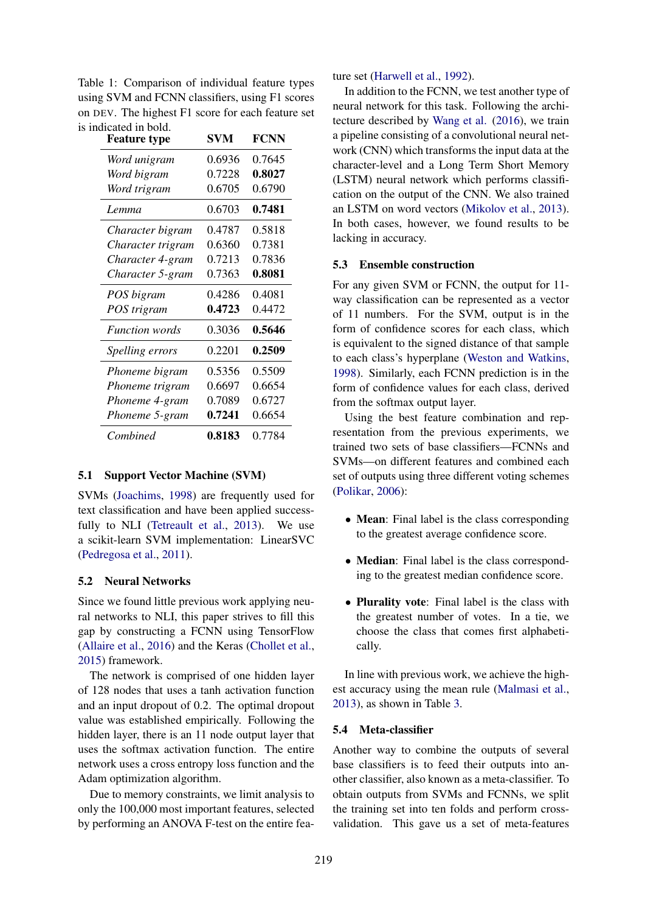Table 1: Comparison of individual feature types using SVM and FCNN classifiers, using F1 scores on DEV. The highest F1 score for each feature set is indicated in bold.

| Feature type | SVM | FCNN |
|---|---|---|
| *Word unigram* | 0.6936 | 0.7645 |
| *Word bigram* | 0.7228 | **0.8027** |
| *Word trigram* | 0.6705 | 0.6790 |
| *Lemma* | 0.6703 | **0.7481** |
| *Character bigram* | 0.4787 | 0.5818 |
| *Character trigram* | 0.6360 | 0.7381 |
| *Character 4-gram* | 0.7213 | 0.7836 |
| *Character 5-gram* | 0.7363 | **0.8081** |
| *POS bigram* | 0.4286 | 0.4081 |
| *POS trigram* | **0.4723** | 0.4472 |
| *Function words* | 0.3036 | **0.5646** |
| *Spelling errors* | 0.2201 | **0.2509** |
| *Phoneme bigram* | 0.5356 | 0.5509 |
| *Phoneme trigram* | 0.6697 | 0.6654 |
| *Phoneme 4-gram* | 0.7089 | 0.6727 |
| *Phoneme 5-gram* | **0.7241** | 0.6654 |
| *Combined* | **0.8183** | 0.7784 |

### 5.1 Support Vector Machine (SVM)

SVMs (Joachims, 1998) are frequently used for text classification and have been applied successfully to NLI (Tetreault et al., 2013). We use a scikit-learn SVM implementation: LinearSVC (Pedregosa et al., 2011).

### 5.2 Neural Networks

Since we found little previous work applying neural networks to NLI, this paper strives to fill this gap by constructing a FCNN using TensorFlow (Allaire et al., 2016) and the Keras (Chollet et al., 2015) framework.

The network is comprised of one hidden layer of 128 nodes that uses a tanh activation function and an input dropout of 0.2. The optimal dropout value was established empirically. Following the hidden layer, there is an 11 node output layer that uses the softmax activation function. The entire network uses a cross entropy loss function and the Adam optimization algorithm.

Due to memory constraints, we limit analysis to only the 100,000 most important features, selected by performing an ANOVA F-test on the entire feature set (Harwell et al., 1992).

In addition to the FCNN, we test another type of neural network for this task. Following the architecture described by Wang et al. (2016), we train a pipeline consisting of a convolutional neural network (CNN) which transforms the input data at the character-level and a Long Term Short Memory (LSTM) neural network which performs classification on the output of the CNN. We also trained an LSTM on word vectors (Mikolov et al., 2013). In both cases, however, we found results to be lacking in accuracy.

### 5.3 Ensemble construction

For any given SVM or FCNN, the output for 11-way classification can be represented as a vector of 11 numbers. For the SVM, output is in the form of confidence scores for each class, which is equivalent to the signed distance of that sample to each class's hyperplane (Weston and Watkins, 1998). Similarly, each FCNN prediction is in the form of confidence values for each class, derived from the softmax output layer.

Using the best feature combination and representation from the previous experiments, we trained two sets of base classifiers—FCNNs and SVMs—on different features and combined each set of outputs using three different voting schemes (Polikar, 2006):

- **Mean**: Final label is the class corresponding to the greatest average confidence score.
- **Median**: Final label is the class corresponding to the greatest median confidence score.
- **Plurality vote**: Final label is the class with the greatest number of votes. In a tie, we choose the class that comes first alphabetically.

In line with previous work, we achieve the highest accuracy using the mean rule (Malmasi et al., 2013), as shown in Table 3.

### 5.4 Meta-classifier

Another way to combine the outputs of several base classifiers is to feed their outputs into another classifier, also known as a meta-classifier. To obtain outputs from SVMs and FCNNs, we split the training set into ten folds and perform cross-validation. This gave us a set of meta-features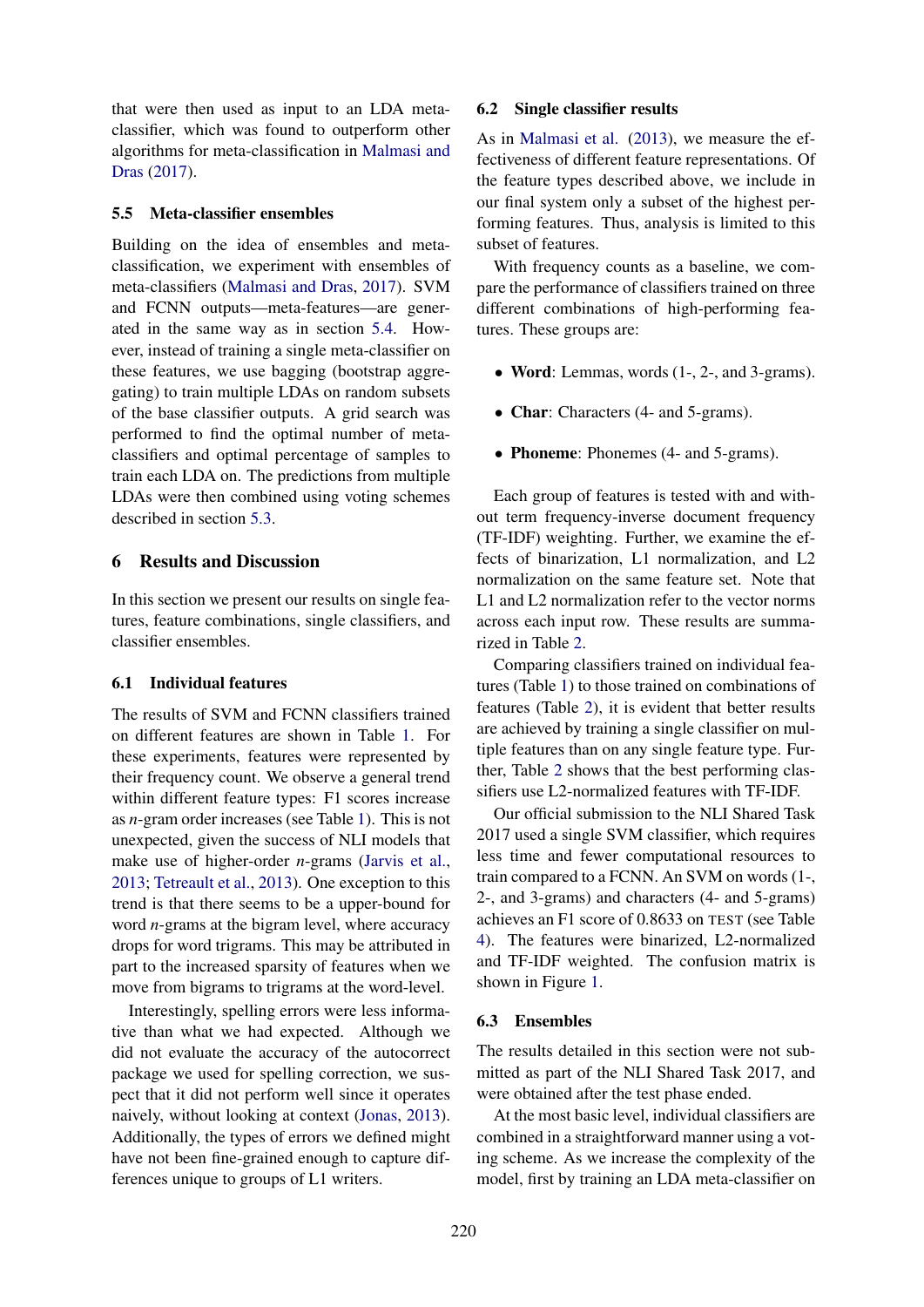that were then used as input to an LDA meta-classifier, which was found to outperform other algorithms for meta-classification in Malmasi and Dras (2017).

### 5.5 Meta-classifier ensembles

Building on the idea of ensembles and meta-classification, we experiment with ensembles of meta-classifiers (Malmasi and Dras, 2017). SVM and FCNN outputs—meta-features—are generated in the same way as in section 5.4. However, instead of training a single meta-classifier on these features, we use bagging (bootstrap aggregating) to train multiple LDAs on random subsets of the base classifier outputs. A grid search was performed to find the optimal number of meta-classifiers and optimal percentage of samples to train each LDA on. The predictions from multiple LDAs were then combined using voting schemes described in section 5.3.

## 6 Results and Discussion

In this section we present our results on single features, feature combinations, single classifiers, and classifier ensembles.

### 6.1 Individual features

The results of SVM and FCNN classifiers trained on different features are shown in Table 1. For these experiments, features were represented by their frequency count. We observe a general trend within different feature types: F1 scores increase as $n$-gram order increases (see Table 1). This is not unexpected, given the success of NLI models that make use of higher-order $n$-grams (Jarvis et al., 2013; Tetreault et al., 2013). One exception to this trend is that there seems to be a upper-bound for word $n$-grams at the bigram level, where accuracy drops for word trigrams. This may be attributed in part to the increased sparsity of features when we move from bigrams to trigrams at the word-level.

Interestingly, spelling errors were less informative than what we had expected. Although we did not evaluate the accuracy of the autocorrect package we used for spelling correction, we suspect that it did not perform well since it operates naively, without looking at context (Jonas, 2013). Additionally, the types of errors we defined might have not been fine-grained enough to capture differences unique to groups of L1 writers.

### 6.2 Single classifier results

As in Malmasi et al. (2013), we measure the effectiveness of different feature representations. Of the feature types described above, we include in our final system only a subset of the highest performing features. Thus, analysis is limited to this subset of features.

With frequency counts as a baseline, we compare the performance of classifiers trained on three different combinations of high-performing features. These groups are:

- **Word**: Lemmas, words (1-, 2-, and 3-grams).
- **Char**: Characters (4- and 5-grams).
- **Phoneme**: Phonemes (4- and 5-grams).

Each group of features is tested with and without term frequency-inverse document frequency (TF-IDF) weighting. Further, we examine the effects of binarization, L1 normalization, and L2 normalization on the same feature set. Note that L1 and L2 normalization refer to the vector norms across each input row. These results are summarized in Table 2.

Comparing classifiers trained on individual features (Table 1) to those trained on combinations of features (Table 2), it is evident that better results are achieved by training a single classifier on multiple features than on any single feature type. Further, Table 2 shows that the best performing classifiers use L2-normalized features with TF-IDF.

Our official submission to the NLI Shared Task 2017 used a single SVM classifier, which requires less time and fewer computational resources to train compared to a FCNN. An SVM on words (1-, 2-, and 3-grams) and characters (4- and 5-grams) achieves an F1 score of 0.8633 on TEST (see Table 4). The features were binarized, L2-normalized and TF-IDF weighted. The confusion matrix is shown in Figure 1.

### 6.3 Ensembles

The results detailed in this section were not submitted as part of the NLI Shared Task 2017, and were obtained after the test phase ended.

At the most basic level, individual classifiers are combined in a straightforward manner using a voting scheme. As we increase the complexity of the model, first by training an LDA meta-classifier on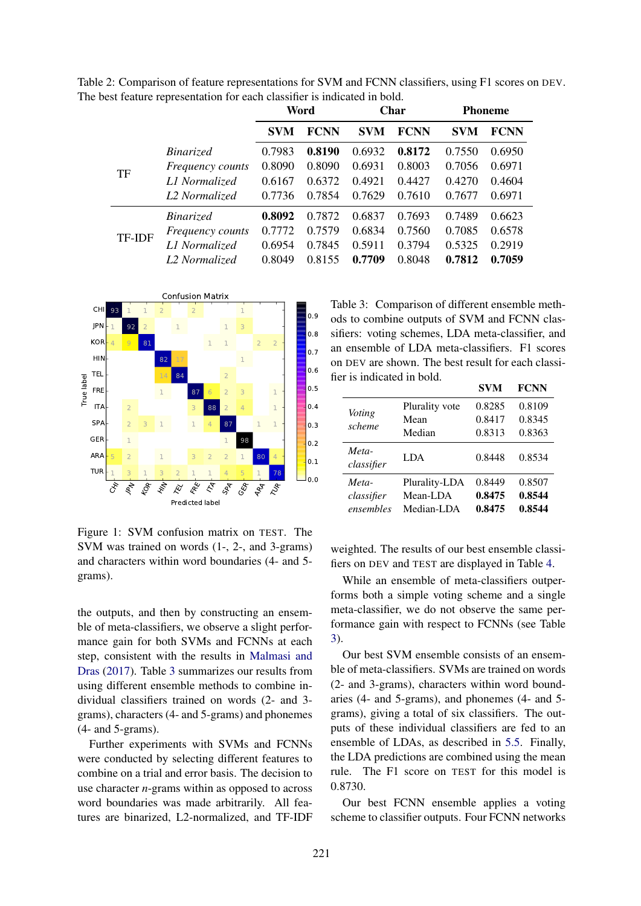Table 2: Comparison of feature representations for SVM and FCNN classifiers, using F1 scores on DEV. The best feature representation for each classifier is indicated in bold.

| | | Word | | Char | | Phoneme | |
|---|---|---|---|---|---|---|---|
| | | **SVM** | **FCNN** | **SVM** | **FCNN** | **SVM** | **FCNN** |
| TF | *Binarized* | 0.7983 | **0.8190** | 0.6932 | **0.8172** | 0.7550 | 0.6950 |
| | *Frequency counts* | 0.8090 | 0.8090 | 0.6931 | 0.8003 | 0.7056 | 0.6971 |
| | *L1 Normalized* | 0.6167 | 0.6372 | 0.4921 | 0.4427 | 0.4270 | 0.4604 |
| | *L2 Normalized* | 0.7736 | 0.7854 | 0.7629 | 0.7610 | 0.7677 | 0.6971 |
| TF-IDF | *Binarized* | **0.8092** | 0.7872 | 0.6837 | 0.7693 | 0.7489 | 0.6623 |
| | *Frequency counts* | 0.7772 | 0.7579 | 0.6834 | 0.7560 | 0.7085 | 0.6578 |
| | *L1 Normalized* | 0.6954 | 0.7845 | 0.5911 | 0.3794 | 0.5325 | 0.2919 |
| | *L2 Normalized* | 0.8049 | 0.8155 | **0.7709** | 0.8048 | **0.7812** | **0.7059** |

Figure 1: SVM confusion matrix on TEST. The SVM was trained on words (1-, 2-, and 3-grams) and characters within word boundaries (4- and 5-grams).

Table 3: Comparison of different ensemble methods to combine outputs of SVM and FCNN classifiers: voting schemes, LDA meta-classifier, and an ensemble of LDA meta-classifiers. F1 scores on DEV are shown. The best result for each classifier is indicated in bold.

| | | SVM | FCNN |
|---|---|---|---|
| *Voting scheme* | Plurality vote | 0.8285 | 0.8109 |
| | Mean | 0.8417 | 0.8345 |
| | Median | 0.8313 | 0.8363 |
| *Meta-classifier* | LDA | 0.8448 | 0.8534 |
| *Meta-classifier ensembles* | Plurality-LDA | 0.8449 | 0.8507 |
| | Mean-LDA | **0.8475** | **0.8544** |
| | Median-LDA | **0.8475** | **0.8544** |

the outputs, and then by constructing an ensemble of meta-classifiers, we observe a slight performance gain for both SVMs and FCNNs at each step, consistent with the results in Malmasi and Dras (2017). Table 3 summarizes our results from using different ensemble methods to combine individual classifiers trained on words (2- and 3-grams), characters (4- and 5-grams) and phonemes (4- and 5-grams).

Further experiments with SVMs and FCNNs were conducted by selecting different features to combine on a trial and error basis. The decision to use character $n$-grams within as opposed to across word boundaries was made arbitrarily. All features are binarized, L2-normalized, and TF-IDF weighted. The results of our best ensemble classifiers on DEV and TEST are displayed in Table 4.

While an ensemble of meta-classifiers outperforms both a simple voting scheme and a single meta-classifier, we do not observe the same performance gain with respect to FCNNs (see Table 3).

Our best SVM ensemble consists of an ensemble of meta-classifiers. SVMs are trained on words (2- and 3-grams), characters within word boundaries (4- and 5-grams), and phonemes (4- and 5-grams), giving a total of six classifiers. The outputs of these individual classifiers are fed to an ensemble of LDAs, as described in 5.5. Finally, the LDA predictions are combined using the mean rule. The F1 score on TEST for this model is 0.8730.

Our best FCNN ensemble applies a voting scheme to classifier outputs. Four FCNN networks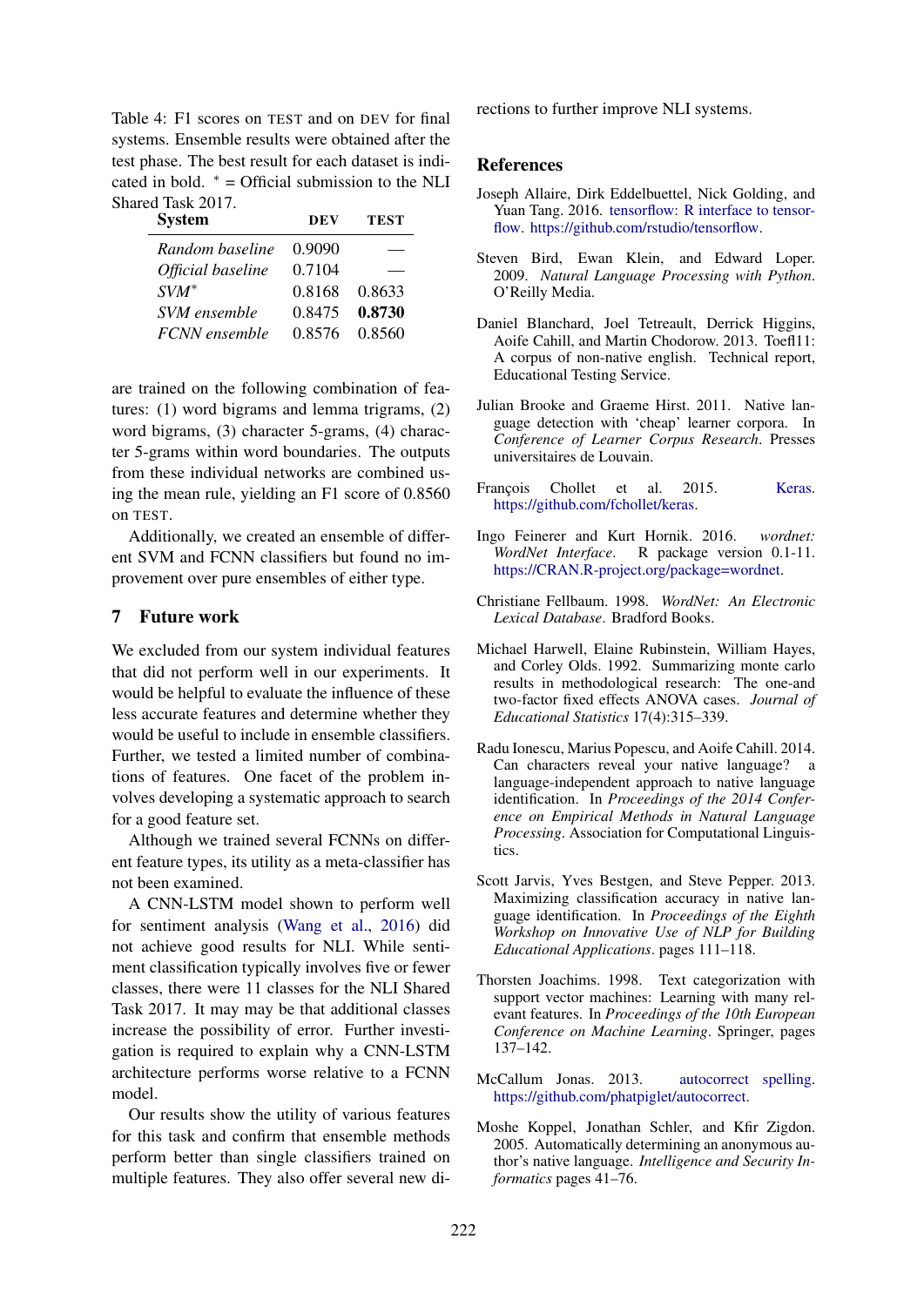Table 4: F1 scores on TEST and on DEV for final systems. Ensemble results were obtained after the test phase. The best result for each dataset is indicated in bold. * = Official submission to the NLI Shared Task 2017.

| System | DEV | TEST |
|---|---|---|
| *Random baseline* | 0.9090 | — |
| *Official baseline* | 0.7104 | — |
| *SVM** | 0.8168 | 0.8633 |
| *SVM ensemble* | 0.8475 | **0.8730** |
| *FCNN ensemble* | 0.8576 | 0.8560 |

are trained on the following combination of features: (1) word bigrams and lemma trigrams, (2) word bigrams, (3) character 5-grams, (4) character 5-grams within word boundaries. The outputs from these individual networks are combined using the mean rule, yielding an F1 score of 0.8560 on TEST.

Additionally, we created an ensemble of different SVM and FCNN classifiers but found no improvement over pure ensembles of either type.

## 7 Future work

We excluded from our system individual features that did not perform well in our experiments. It would be helpful to evaluate the influence of these less accurate features and determine whether they would be useful to include in ensemble classifiers. Further, we tested a limited number of combinations of features. One facet of the problem involves developing a systematic approach to search for a good feature set.

Although we trained several FCNNs on different feature types, its utility as a meta-classifier has not been examined.

A CNN-LSTM model shown to perform well for sentiment analysis (Wang et al., 2016) did not achieve good results for NLI. While sentiment classification typically involves five or fewer classes, there were 11 classes for the NLI Shared Task 2017. It may may be that additional classes increase the possibility of error. Further investigation is required to explain why a CNN-LSTM architecture performs worse relative to a FCNN model.

Our results show the utility of various features for this task and confirm that ensemble methods perform better than single classifiers trained on multiple features. They also offer several new directions to further improve NLI systems.

## References

Joseph Allaire, Dirk Eddelbuettel, Nick Golding, and Yuan Tang. 2016. tensorflow: R interface to tensorflow. https://github.com/rstudio/tensorflow.

Steven Bird, Ewan Klein, and Edward Loper. 2009. *Natural Language Processing with Python*. O'Reilly Media.

Daniel Blanchard, Joel Tetreault, Derrick Higgins, Aoife Cahill, and Martin Chodorow. 2013. Toefl11: A corpus of non-native english. Technical report, Educational Testing Service.

Julian Brooke and Graeme Hirst. 2011. Native language detection with 'cheap' learner corpora. In *Conference of Learner Corpus Research*. Presses universitaires de Louvain.

François Chollet et al. 2015. Keras. https://github.com/fchollet/keras.

Ingo Feinerer and Kurt Hornik. 2016. *wordnet: WordNet Interface*. R package version 0.1-11. https://CRAN.R-project.org/package=wordnet.

Christiane Fellbaum. 1998. *WordNet: An Electronic Lexical Database*. Bradford Books.

Michael Harwell, Elaine Rubinstein, William Hayes, and Corley Olds. 1992. Summarizing monte carlo results in methodological research: The one-and two-factor fixed effects ANOVA cases. *Journal of Educational Statistics* 17(4):315–339.

Radu Ionescu, Marius Popescu, and Aoife Cahill. 2014. Can characters reveal your native language? a language-independent approach to native language identification. In *Proceedings of the 2014 Conference on Empirical Methods in Natural Language Processing*. Association for Computational Linguistics.

Scott Jarvis, Yves Bestgen, and Steve Pepper. 2013. Maximizing classification accuracy in native language identification. In *Proceedings of the Eighth Workshop on Innovative Use of NLP for Building Educational Applications*. pages 111–118.

Thorsten Joachims. 1998. Text categorization with support vector machines: Learning with many relevant features. In *Proceedings of the 10th European Conference on Machine Learning*. Springer, pages 137–142.

McCallum Jonas. 2013. autocorrect spelling. https://github.com/phatpiglet/autocorrect.

Moshe Koppel, Jonathan Schler, and Kfir Zigdon. 2005. Automatically determining an anonymous author's native language. *Intelligence and Security Informatics* pages 41–76.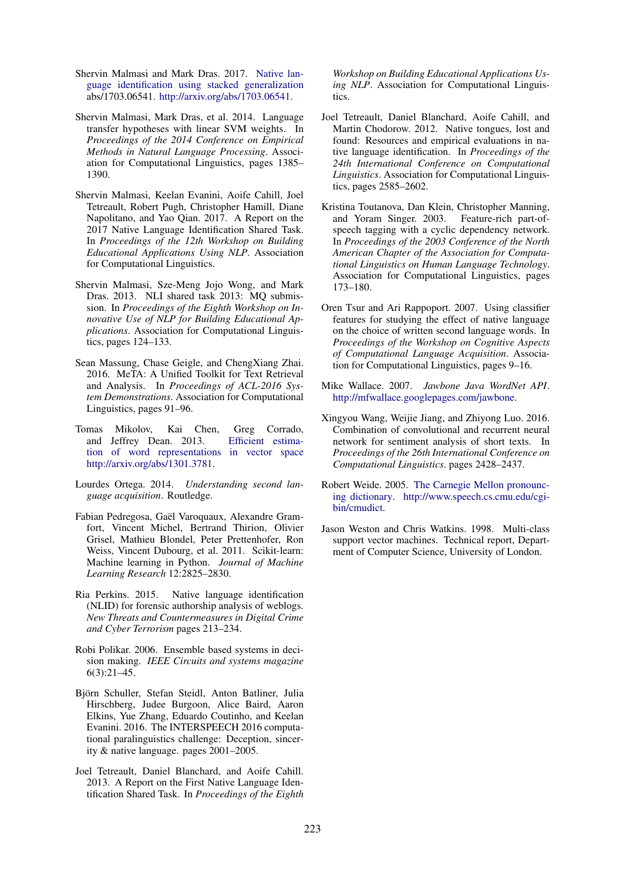Shervin Malmasi and Mark Dras. 2017. Native language identification using stacked generalization abs/1703.06541. http://arxiv.org/abs/1703.06541.

Shervin Malmasi, Mark Dras, et al. 2014. Language transfer hypotheses with linear SVM weights. In *Proceedings of the 2014 Conference on Empirical Methods in Natural Language Processing*. Association for Computational Linguistics, pages 1385–1390.

Shervin Malmasi, Keelan Evanini, Aoife Cahill, Joel Tetreault, Robert Pugh, Christopher Hamill, Diane Napolitano, and Yao Qian. 2017. A Report on the 2017 Native Language Identification Shared Task. In *Proceedings of the 12th Workshop on Building Educational Applications Using NLP*. Association for Computational Linguistics.

Shervin Malmasi, Sze-Meng Jojo Wong, and Mark Dras. 2013. NLI shared task 2013: MQ submission. In *Proceedings of the Eighth Workshop on Innovative Use of NLP for Building Educational Applications*. Association for Computational Linguistics, pages 124–133.

Sean Massung, Chase Geigle, and ChengXiang Zhai. 2016. MeTA: A Unified Toolkit for Text Retrieval and Analysis. In *Proceedings of ACL-2016 System Demonstrations*. Association for Computational Linguistics, pages 91–96.

Tomas Mikolov, Kai Chen, Greg Corrado, and Jeffrey Dean. 2013. Efficient estimation of word representations in vector space http://arxiv.org/abs/1301.3781.

Lourdes Ortega. 2014. *Understanding second language acquisition*. Routledge.

Fabian Pedregosa, Gaël Varoquaux, Alexandre Gramfort, Vincent Michel, Bertrand Thirion, Olivier Grisel, Mathieu Blondel, Peter Prettenhofer, Ron Weiss, Vincent Dubourg, et al. 2011. Scikit-learn: Machine learning in Python. *Journal of Machine Learning Research* 12:2825–2830.

Ria Perkins. 2015. Native language identification (NLID) for forensic authorship analysis of weblogs. *New Threats and Countermeasures in Digital Crime and Cyber Terrorism* pages 213–234.

Robi Polikar. 2006. Ensemble based systems in decision making. *IEEE Circuits and systems magazine* 6(3):21–45.

Björn Schuller, Stefan Steidl, Anton Batliner, Julia Hirschberg, Judee Burgoon, Alice Baird, Aaron Elkins, Yue Zhang, Eduardo Coutinho, and Keelan Evanini. 2016. The INTERSPEECH 2016 computational paralinguistics challenge: Deception, sincerity & native language. pages 2001–2005.

Joel Tetreault, Daniel Blanchard, and Aoife Cahill. 2013. A Report on the First Native Language Identification Shared Task. In *Proceedings of the Eighth Workshop on Building Educational Applications Using NLP*. Association for Computational Linguistics.

Joel Tetreault, Daniel Blanchard, Aoife Cahill, and Martin Chodorow. 2012. Native tongues, lost and found: Resources and empirical evaluations in native language identification. In *Proceedings of the 24th International Conference on Computational Linguistics*. Association for Computational Linguistics, pages 2585–2602.

Kristina Toutanova, Dan Klein, Christopher Manning, and Yoram Singer. 2003. Feature-rich part-of-speech tagging with a cyclic dependency network. In *Proceedings of the 2003 Conference of the North American Chapter of the Association for Computational Linguistics on Human Language Technology*. Association for Computational Linguistics, pages 173–180.

Oren Tsur and Ari Rappoport. 2007. Using classifier features for studying the effect of native language on the choice of written second language words. In *Proceedings of the Workshop on Cognitive Aspects of Computational Language Acquisition*. Association for Computational Linguistics, pages 9–16.

Mike Wallace. 2007. *Jawbone Java WordNet API*. http://mfwallace.googlepages.com/jawbone.

Xingyou Wang, Weijie Jiang, and Zhiyong Luo. 2016. Combination of convolutional and recurrent neural network for sentiment analysis of short texts. In *Proceedings of the 26th International Conference on Computational Linguistics*. pages 2428–2437.

Robert Weide. 2005. The Carnegie Mellon pronouncing dictionary. http://www.speech.cs.cmu.edu/cgi-bin/cmudict.

Jason Weston and Chris Watkins. 1998. Multi-class support vector machines. Technical report, Department of Computer Science, University of London.